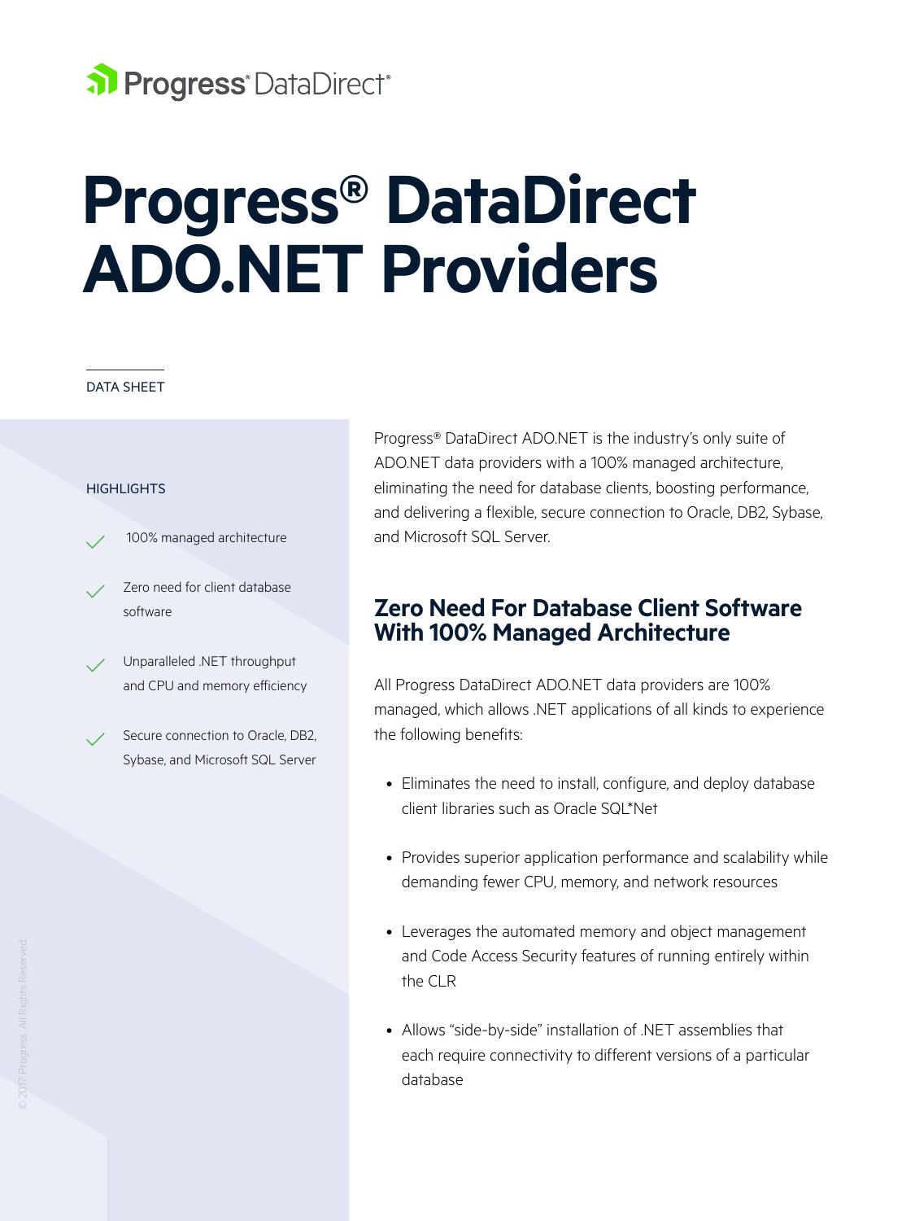Progress® DataDirect®

# Progress® DataDirect ADO.NET Providers

DATA SHEET

HIGHLIGHTS

- 100% managed architecture
- Zero need for client database software
- Unparalleled .NET throughput and CPU and memory efficiency
- Secure connection to Oracle, DB2, Sybase, and Microsoft SQL Server

Progress® DataDirect ADO.NET is the industry's only suite of ADO.NET data providers with a 100% managed architecture, eliminating the need for database clients, boosting performance, and delivering a flexible, secure connection to Oracle, DB2, Sybase, and Microsoft SQL Server.

## Zero Need For Database Client Software With 100% Managed Architecture

All Progress DataDirect ADO.NET data providers are 100% managed, which allows .NET applications of all kinds to experience the following benefits:

- Eliminates the need to install, configure, and deploy database client libraries such as Oracle SQL*Net
- Provides superior application performance and scalability while demanding fewer CPU, memory, and network resources
- Leverages the automated memory and object management and Code Access Security features of running entirely within the CLR
- Allows "side-by-side" installation of .NET assemblies that each require connectivity to different versions of a particular database

© 2017 Progress. All Rights Reserved.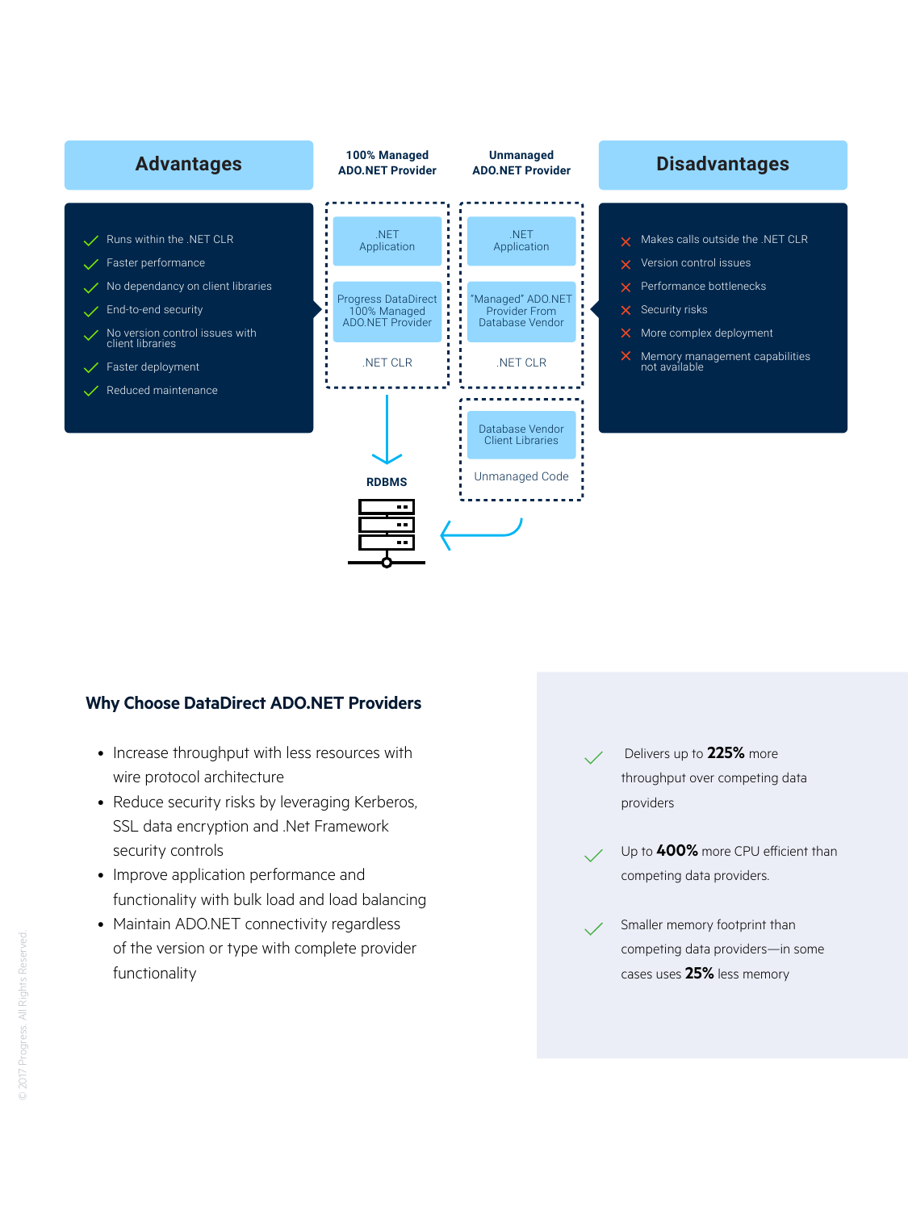## Advantages

- Runs within the .NET CLR
- Faster performance
- No dependancy on client libraries
- End-to-end security
- No version control issues with client libraries
- Faster deployment
- Reduced maintenance

**100% Managed ADO.NET Provider**

.NET Application

Progress DataDirect 100% Managed ADO.NET Provider

.NET CLR

**RDBMS**

**Unmanaged ADO.NET Provider**

.NET Application

"Managed" ADO.NET Provider From Database Vendor

.NET CLR

Database Vendor Client Libraries

Unmanaged Code

## Disadvantages

- Makes calls outside the .NET CLR
- Version control issues
- Performance bottlenecks
- Security risks
- More complex deployment
- Memory management capabilities not available

### Why Choose DataDirect ADO.NET Providers

- Increase throughput with less resources with wire protocol architecture
- Reduce security risks by leveraging Kerberos, SSL data encryption and .Net Framework security controls
- Improve application performance and functionality with bulk load and load balancing
- Maintain ADO.NET connectivity regardless of the version or type with complete provider functionality

- Delivers up to **225%** more throughput over competing data providers
- Up to **400%** more CPU efficient than competing data providers.
- Smaller memory footprint than competing data providers—in some cases uses **25%** less memory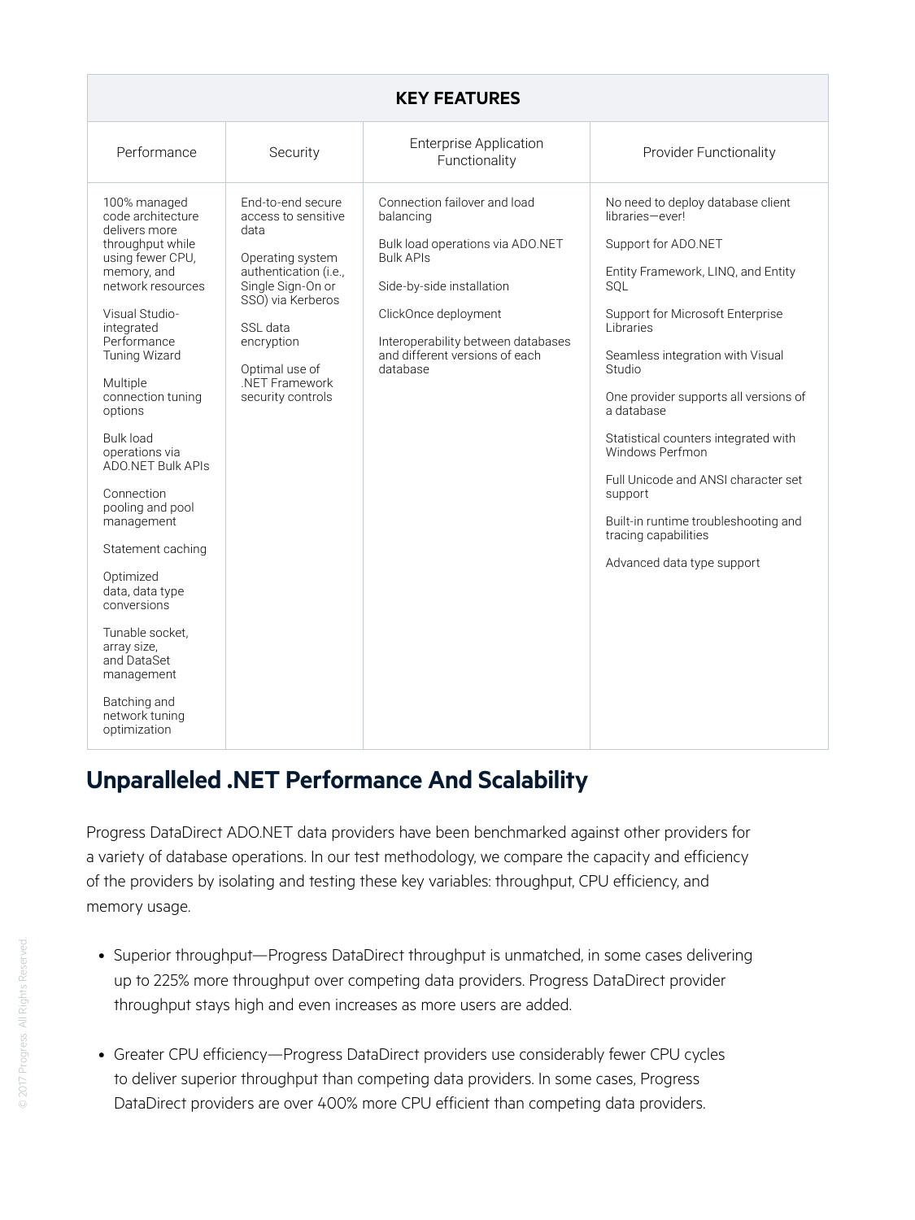| KEY FEATURES | | | |
|---|---|---|---|
| Performance | Security | Enterprise Application Functionality | Provider Functionality |
| 100% managed code architecture delivers more throughput while using fewer CPU, memory, and network resources<br><br>Visual Studio-integrated Performance Tuning Wizard<br><br>Multiple connection tuning options<br><br>Bulk load operations via ADO.NET Bulk APIs<br><br>Connection pooling and pool management<br><br>Statement caching<br><br>Optimized data, data type conversions<br><br>Tunable socket, array size, and DataSet management<br><br>Batching and network tuning optimization | End-to-end secure access to sensitive data<br><br>Operating system authentication (i.e., Single Sign-On or SSO) via Kerberos<br><br>SSL data encryption<br><br>Optimal use of .NET Framework security controls | Connection failover and load balancing<br><br>Bulk load operations via ADO.NET Bulk APIs<br><br>Side-by-side installation<br><br>ClickOnce deployment<br><br>Interoperability between databases and different versions of each database | No need to deploy database client libraries—ever!<br><br>Support for ADO.NET<br><br>Entity Framework, LINQ, and Entity SQL<br><br>Support for Microsoft Enterprise Libraries<br><br>Seamless integration with Visual Studio<br><br>One provider supports all versions of a database<br><br>Statistical counters integrated with Windows Perfmon<br><br>Full Unicode and ANSI character set support<br><br>Built-in runtime troubleshooting and tracing capabilities<br><br>Advanced data type support |

## Unparalleled .NET Performance And Scalability

Progress DataDirect ADO.NET data providers have been benchmarked against other providers for a variety of database operations. In our test methodology, we compare the capacity and efficiency of the providers by isolating and testing these key variables: throughput, CPU efficiency, and memory usage.

- Superior throughput—Progress DataDirect throughput is unmatched, in some cases delivering up to 225% more throughput over competing data providers. Progress DataDirect provider throughput stays high and even increases as more users are added.

- Greater CPU efficiency—Progress DataDirect providers use considerably fewer CPU cycles to deliver superior throughput than competing data providers. In some cases, Progress DataDirect providers are over 400% more CPU efficient than competing data providers.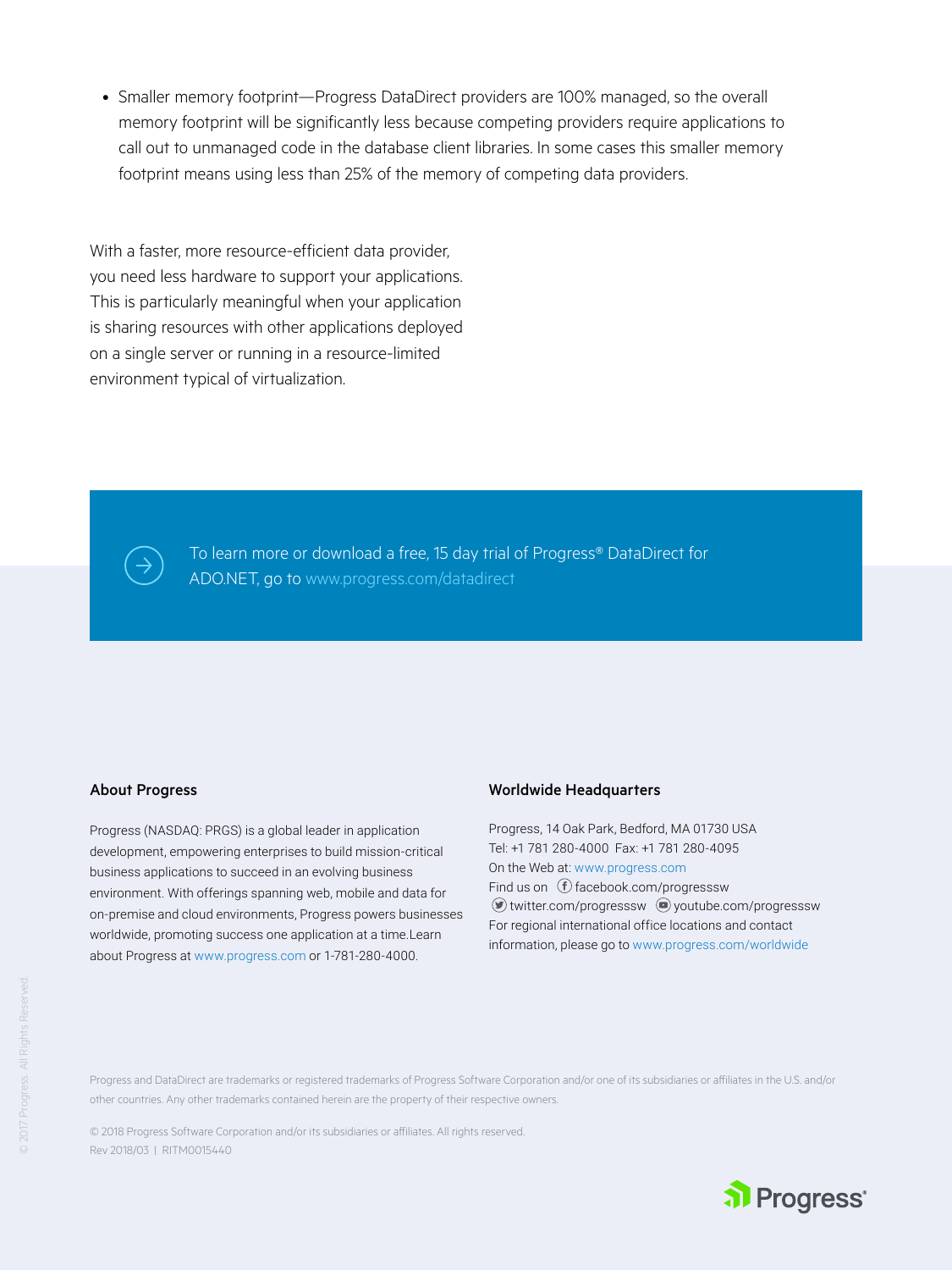- Smaller memory footprint—Progress DataDirect providers are 100% managed, so the overall memory footprint will be significantly less because competing providers require applications to call out to unmanaged code in the database client libraries. In some cases this smaller memory footprint means using less than 25% of the memory of competing data providers.

With a faster, more resource-efficient data provider, you need less hardware to support your applications. This is particularly meaningful when your application is sharing resources with other applications deployed on a single server or running in a resource-limited environment typical of virtualization.

To learn more or download a free, 15 day trial of Progress® DataDirect for ADO.NET, go to www.progress.com/datadirect

### About Progress

Progress (NASDAQ: PRGS) is a global leader in application development, empowering enterprises to build mission-critical business applications to succeed in an evolving business environment. With offerings spanning web, mobile and data for on-premise and cloud environments, Progress powers businesses worldwide, promoting success one application at a time.Learn about Progress at www.progress.com or 1-781-280-4000.

### Worldwide Headquarters

Progress, 14 Oak Park, Bedford, MA 01730 USA
Tel: +1 781 280-4000 Fax: +1 781 280-4095
On the Web at: www.progress.com
Find us on facebook.com/progresssw
twitter.com/progresssw youtube.com/progresssw
For regional international office locations and contact information, please go to www.progress.com/worldwide

Progress and DataDirect are trademarks or registered trademarks of Progress Software Corporation and/or one of its subsidiaries or affiliates in the U.S. and/or other countries. Any other trademarks contained herein are the property of their respective owners.

© 2018 Progress Software Corporation and/or its subsidiaries or affiliates. All rights reserved.
Rev 2018/03 | RITM0015440

© 2017 Progress. All Rights Reserved.

Progress®